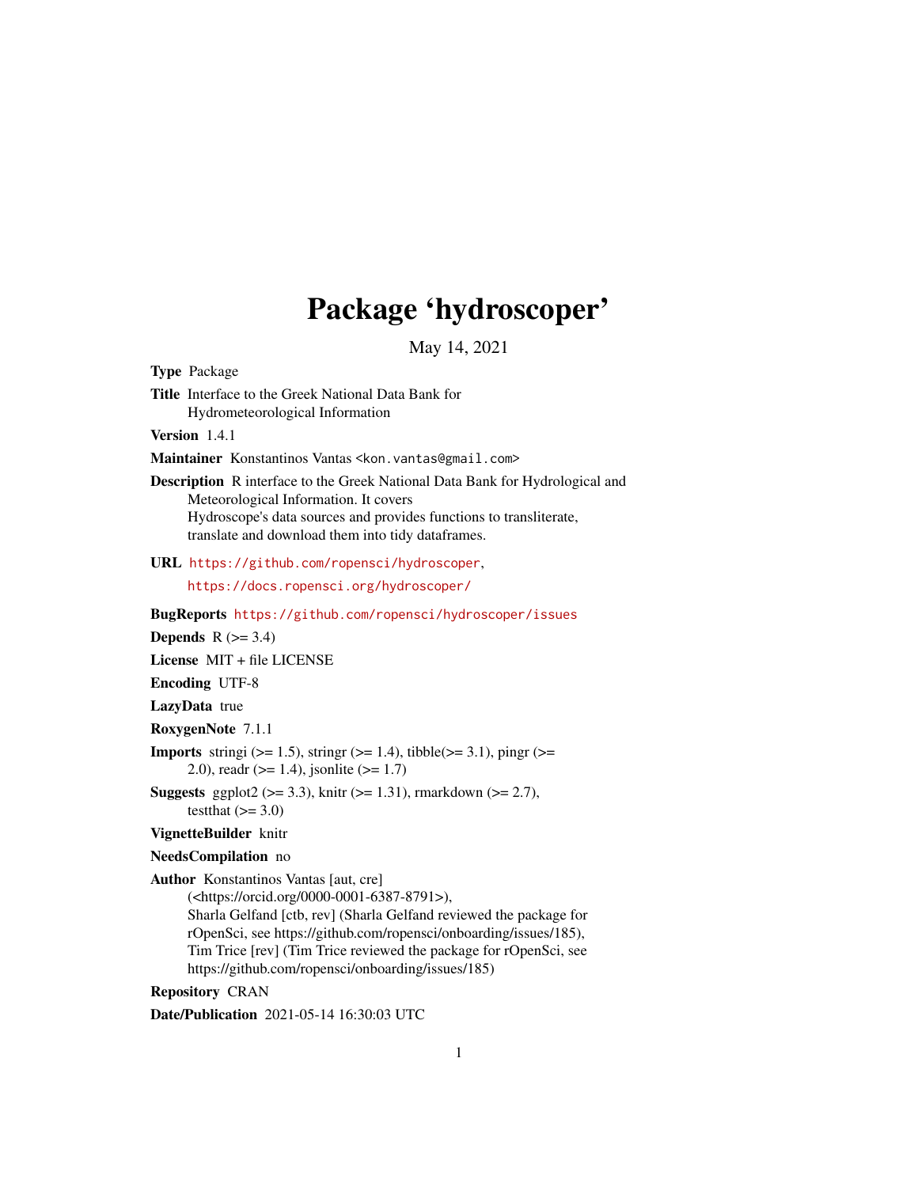# Package 'hydroscoper'

May 14, 2021

**Type** Package

**Title** Interface to the Greek National Data Bank for Hydrometeorological Information

**Version** 1.4.1

**Maintainer** Konstantinos Vantas <kon.vantas@gmail.com>

**Description** R interface to the Greek National Data Bank for Hydrological and Meteorological Information. It covers Hydroscope's data sources and provides functions to transliterate, translate and download them into tidy dataframes.

**URL** https://github.com/ropensci/hydroscoper, https://docs.ropensci.org/hydroscoper/

**BugReports** https://github.com/ropensci/hydroscoper/issues

**Depends** R (>= 3.4)

**License** MIT + file LICENSE

**Encoding** UTF-8

**LazyData** true

**RoxygenNote** 7.1.1

**Imports** stringi (>= 1.5), stringr (>= 1.4), tibble(>= 3.1), pingr (>= 2.0), readr (>= 1.4), jsonlite (>= 1.7)

**Suggests** ggplot2 (>= 3.3), knitr (>= 1.31), rmarkdown (>= 2.7), testthat (>= 3.0)

**VignetteBuilder** knitr

**NeedsCompilation** no

**Author** Konstantinos Vantas [aut, cre] (<https://orcid.org/0000-0001-6387-8791>), Sharla Gelfand [ctb, rev] (Sharla Gelfand reviewed the package for rOpenSci, see https://github.com/ropensci/onboarding/issues/185), Tim Trice [rev] (Tim Trice reviewed the package for rOpenSci, see https://github.com/ropensci/onboarding/issues/185)

**Repository** CRAN

**Date/Publication** 2021-05-14 16:30:03 UTC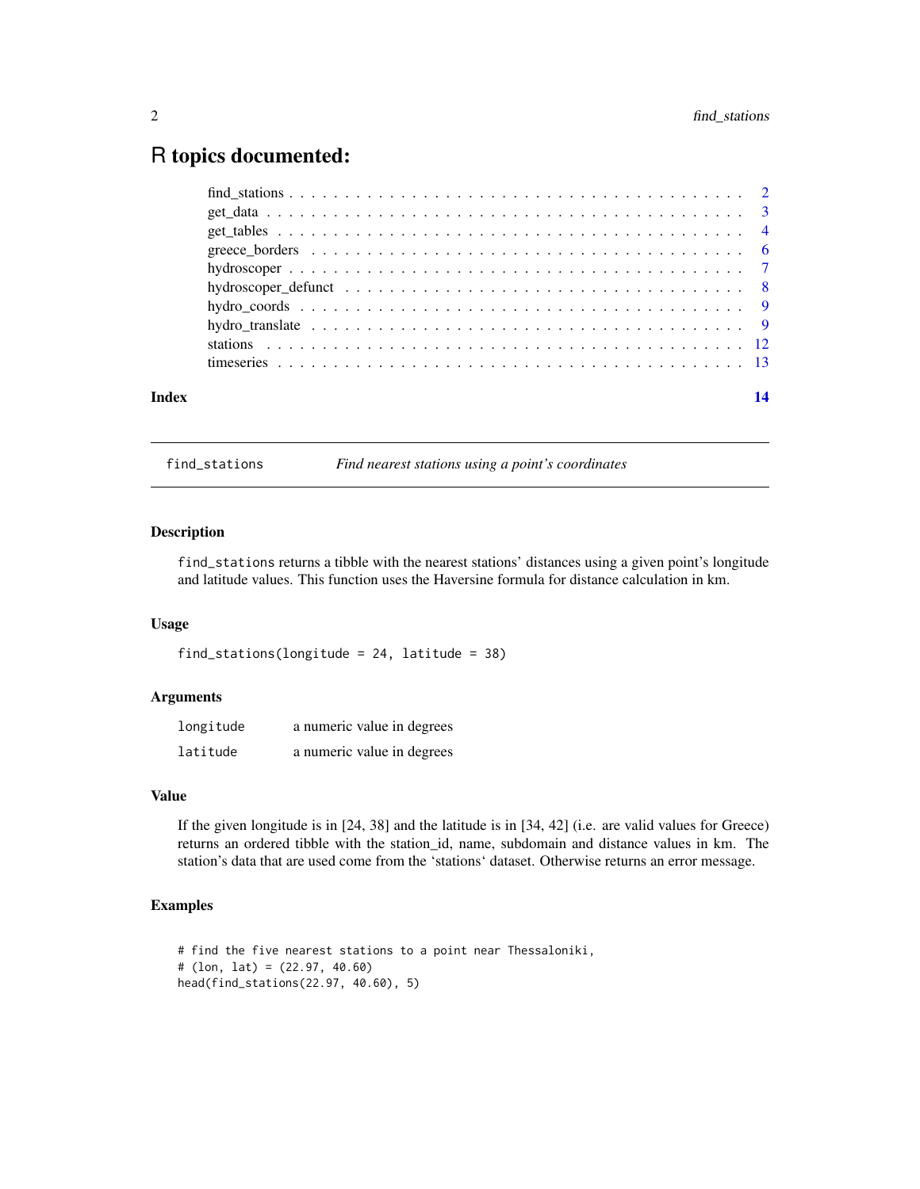# R topics documented:

find_stations . . . . . . . . . . . . . . . . . . . . . . . . . . . . . . . . . . . . . . 2
get_data . . . . . . . . . . . . . . . . . . . . . . . . . . . . . . . . . . . . . . . . . 3
get_tables . . . . . . . . . . . . . . . . . . . . . . . . . . . . . . . . . . . . . . . . 4
greece_borders . . . . . . . . . . . . . . . . . . . . . . . . . . . . . . . . . . . . . . 6
hydroscoper . . . . . . . . . . . . . . . . . . . . . . . . . . . . . . . . . . . . . . . 7
hydroscoper_defunct . . . . . . . . . . . . . . . . . . . . . . . . . . . . . . . . . . . 8
hydro_coords . . . . . . . . . . . . . . . . . . . . . . . . . . . . . . . . . . . . . . 9
hydro_translate . . . . . . . . . . . . . . . . . . . . . . . . . . . . . . . . . . . . . 9
stations . . . . . . . . . . . . . . . . . . . . . . . . . . . . . . . . . . . . . . . . . 12
timeseries . . . . . . . . . . . . . . . . . . . . . . . . . . . . . . . . . . . . . . . . 13

**Index** 14

---

## find_stations — *Find nearest stations using a point's coordinates*

### Description

`find_stations` returns a tibble with the nearest stations' distances using a given point's longitude and latitude values. This function uses the Haversine formula for distance calculation in km.

### Usage

```
find_stations(longitude = 24, latitude = 38)
```

### Arguments

| | |
|---|---|
| `longitude` | a numeric value in degrees |
| `latitude` | a numeric value in degrees |

### Value

If the given longitude is in [24, 38] and the latitude is in [34, 42] (i.e. are valid values for Greece) returns an ordered tibble with the station_id, name, subdomain and distance values in km. The station's data that are used come from the 'stations' dataset. Otherwise returns an error message.

### Examples

```
# find the five nearest stations to a point near Thessaloniki,
# (lon, lat) = (22.97, 40.60)
head(find_stations(22.97, 40.60), 5)
```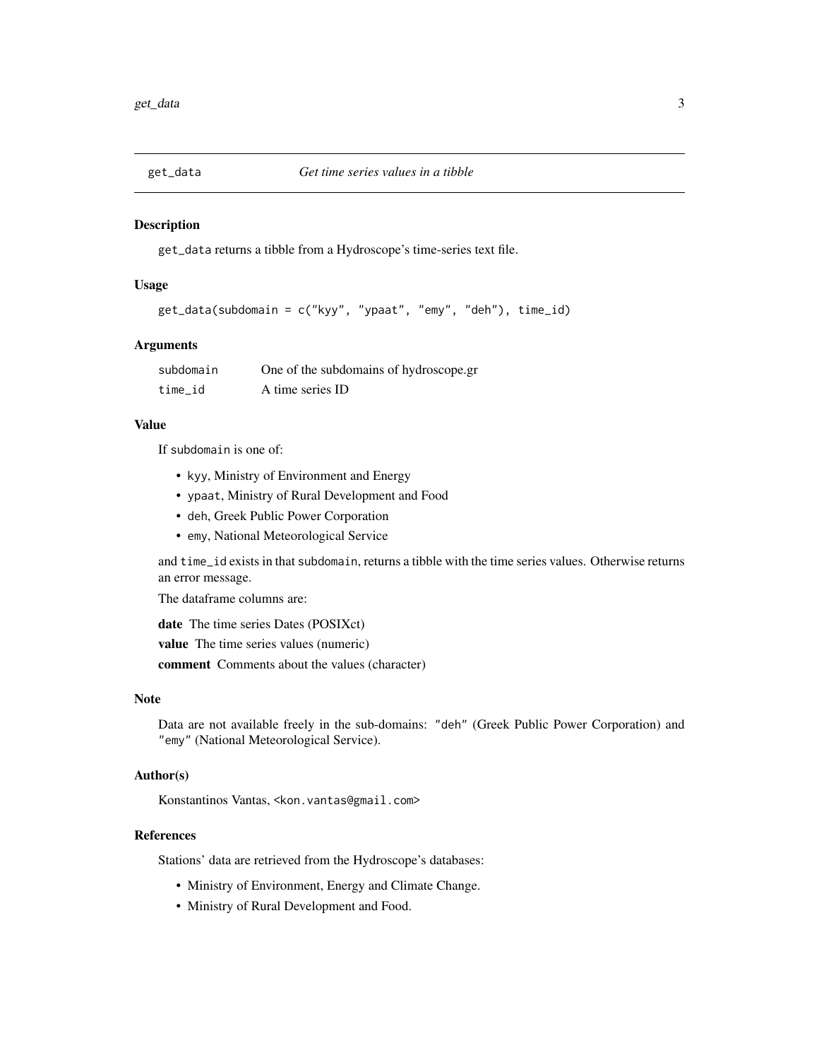## get_data — *Get time series values in a tibble*

### Description

`get_data` returns a tibble from a Hydroscope's time-series text file.

### Usage

```
get_data(subdomain = c("kyy", "ypaat", "emy", "deh"), time_id)
```

### Arguments

| | |
|---|---|
| `subdomain` | One of the subdomains of hydroscope.gr |
| `time_id` | A time series ID |

### Value

If `subdomain` is one of:

- `kyy`, Ministry of Environment and Energy
- `ypaat`, Ministry of Rural Development and Food
- `deh`, Greek Public Power Corporation
- `emy`, National Meteorological Service

and `time_id` exists in that `subdomain`, returns a tibble with the time series values. Otherwise returns an error message.

The dataframe columns are:

**date** The time series Dates (POSIXct)

**value** The time series values (numeric)

**comment** Comments about the values (character)

### Note

Data are not available freely in the sub-domains: `"deh"` (Greek Public Power Corporation) and `"emy"` (National Meteorological Service).

### Author(s)

Konstantinos Vantas, `<kon.vantas@gmail.com>`

### References

Stations' data are retrieved from the Hydroscope's databases:

- Ministry of Environment, Energy and Climate Change.
- Ministry of Rural Development and Food.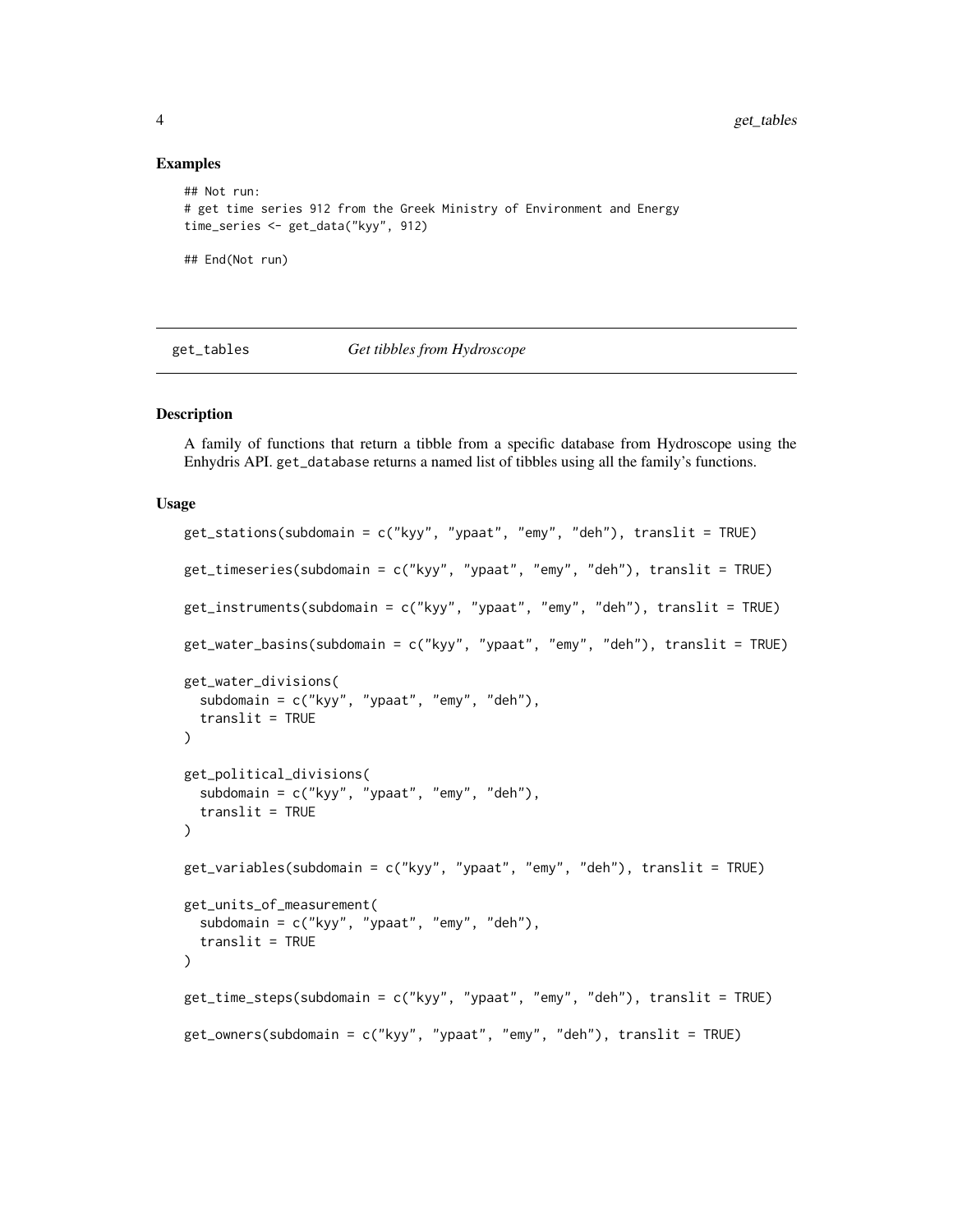### Examples

```
## Not run:
# get time series 912 from the Greek Ministry of Environment and Energy
time_series <- get_data("kyy", 912)

## End(Not run)
```

---

## get_tables    *Get tibbles from Hydroscope*

---

### Description

A family of functions that return a tibble from a specific database from Hydroscope using the Enhydris API. `get_database` returns a named list of tibbles using all the family's functions.

### Usage

```
get_stations(subdomain = c("kyy", "ypaat", "emy", "deh"), translit = TRUE)

get_timeseries(subdomain = c("kyy", "ypaat", "emy", "deh"), translit = TRUE)

get_instruments(subdomain = c("kyy", "ypaat", "emy", "deh"), translit = TRUE)

get_water_basins(subdomain = c("kyy", "ypaat", "emy", "deh"), translit = TRUE)

get_water_divisions(
  subdomain = c("kyy", "ypaat", "emy", "deh"),
  translit = TRUE
)

get_political_divisions(
  subdomain = c("kyy", "ypaat", "emy", "deh"),
  translit = TRUE
)

get_variables(subdomain = c("kyy", "ypaat", "emy", "deh"), translit = TRUE)

get_units_of_measurement(
  subdomain = c("kyy", "ypaat", "emy", "deh"),
  translit = TRUE
)

get_time_steps(subdomain = c("kyy", "ypaat", "emy", "deh"), translit = TRUE)

get_owners(subdomain = c("kyy", "ypaat", "emy", "deh"), translit = TRUE)
```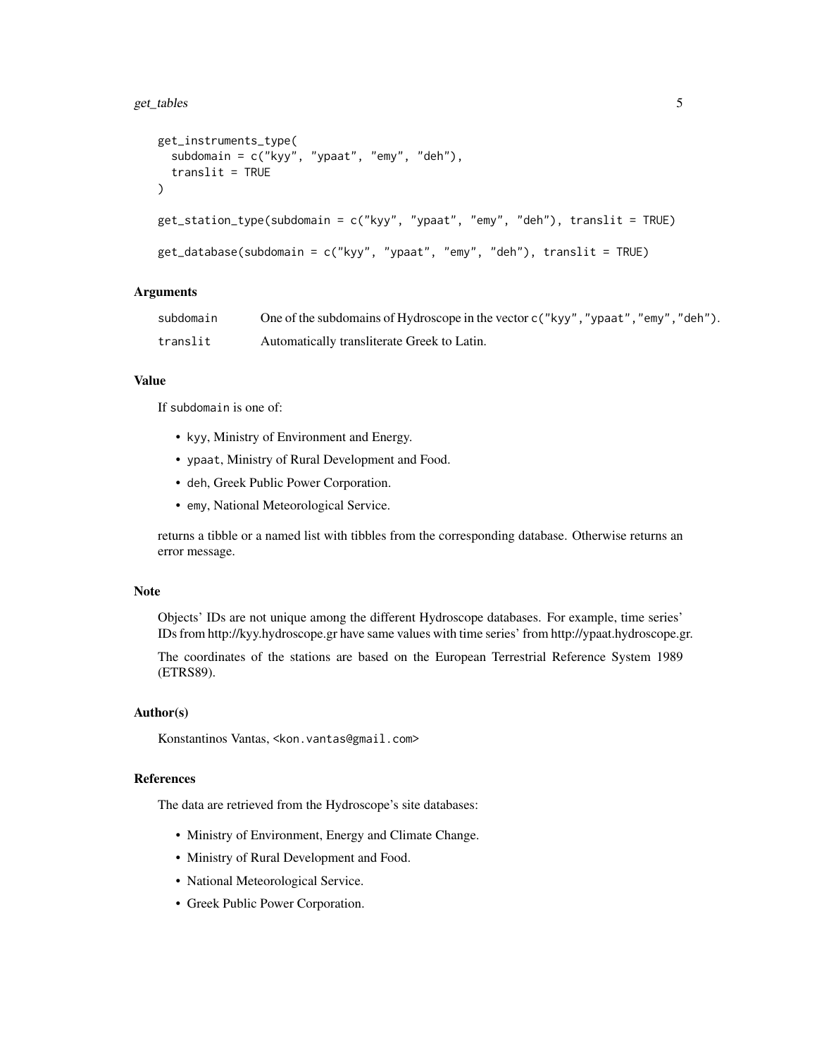```
get_instruments_type(
  subdomain = c("kyy", "ypaat", "emy", "deh"),
  translit = TRUE
)

get_station_type(subdomain = c("kyy", "ypaat", "emy", "deh"), translit = TRUE)

get_database(subdomain = c("kyy", "ypaat", "emy", "deh"), translit = TRUE)
```

### Arguments

| | |
|---|---|
| `subdomain` | One of the subdomains of Hydroscope in the vector `c("kyy","ypaat","emy","deh")`. |
| `translit` | Automatically transliterate Greek to Latin. |

### Value

If `subdomain` is one of:

- `kyy`, Ministry of Environment and Energy.
- `ypaat`, Ministry of Rural Development and Food.
- `deh`, Greek Public Power Corporation.
- `emy`, National Meteorological Service.

returns a tibble or a named list with tibbles from the corresponding database. Otherwise returns an error message.

### Note

Objects' IDs are not unique among the different Hydroscope databases. For example, time series' IDs from http://kyy.hydroscope.gr have same values with time series' from http://ypaat.hydroscope.gr.

The coordinates of the stations are based on the European Terrestrial Reference System 1989 (ETRS89).

### Author(s)

Konstantinos Vantas, <kon.vantas@gmail.com>

### References

The data are retrieved from the Hydroscope's site databases:

- Ministry of Environment, Energy and Climate Change.
- Ministry of Rural Development and Food.
- National Meteorological Service.
- Greek Public Power Corporation.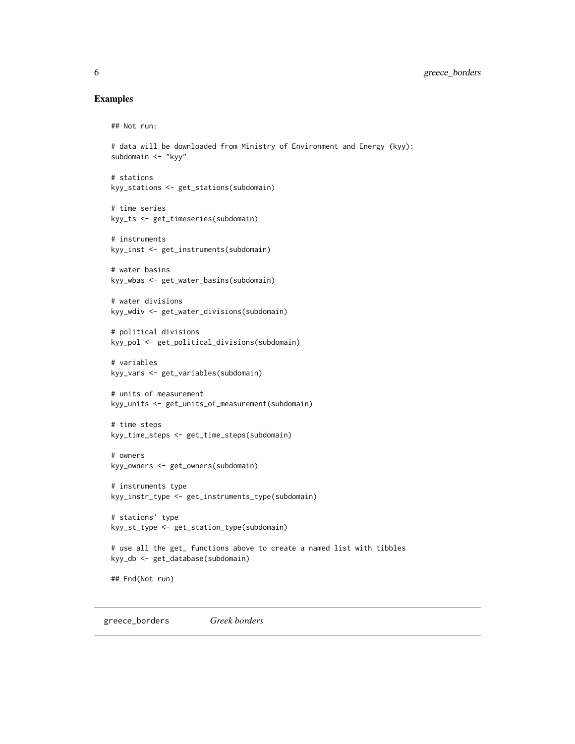## Examples

```
## Not run:

# data will be downloaded from Ministry of Environment and Energy (kyy):
subdomain <- "kyy"

# stations
kyy_stations <- get_stations(subdomain)

# time series
kyy_ts <- get_timeseries(subdomain)

# instruments
kyy_inst <- get_instruments(subdomain)

# water basins
kyy_wbas <- get_water_basins(subdomain)

# water divisions
kyy_wdiv <- get_water_divisions(subdomain)

# political divisions
kyy_pol <- get_political_divisions(subdomain)

# variables
kyy_vars <- get_variables(subdomain)

# units of measurement
kyy_units <- get_units_of_measurement(subdomain)

# time steps
kyy_time_steps <- get_time_steps(subdomain)

# owners
kyy_owners <- get_owners(subdomain)

# instruments type
kyy_instr_type <- get_instruments_type(subdomain)

# stations' type
kyy_st_type <- get_station_type(subdomain)

# use all the get_ functions above to create a named list with tibbles
kyy_db <- get_database(subdomain)

## End(Not run)
```

---

greece_borders *Greek borders*

---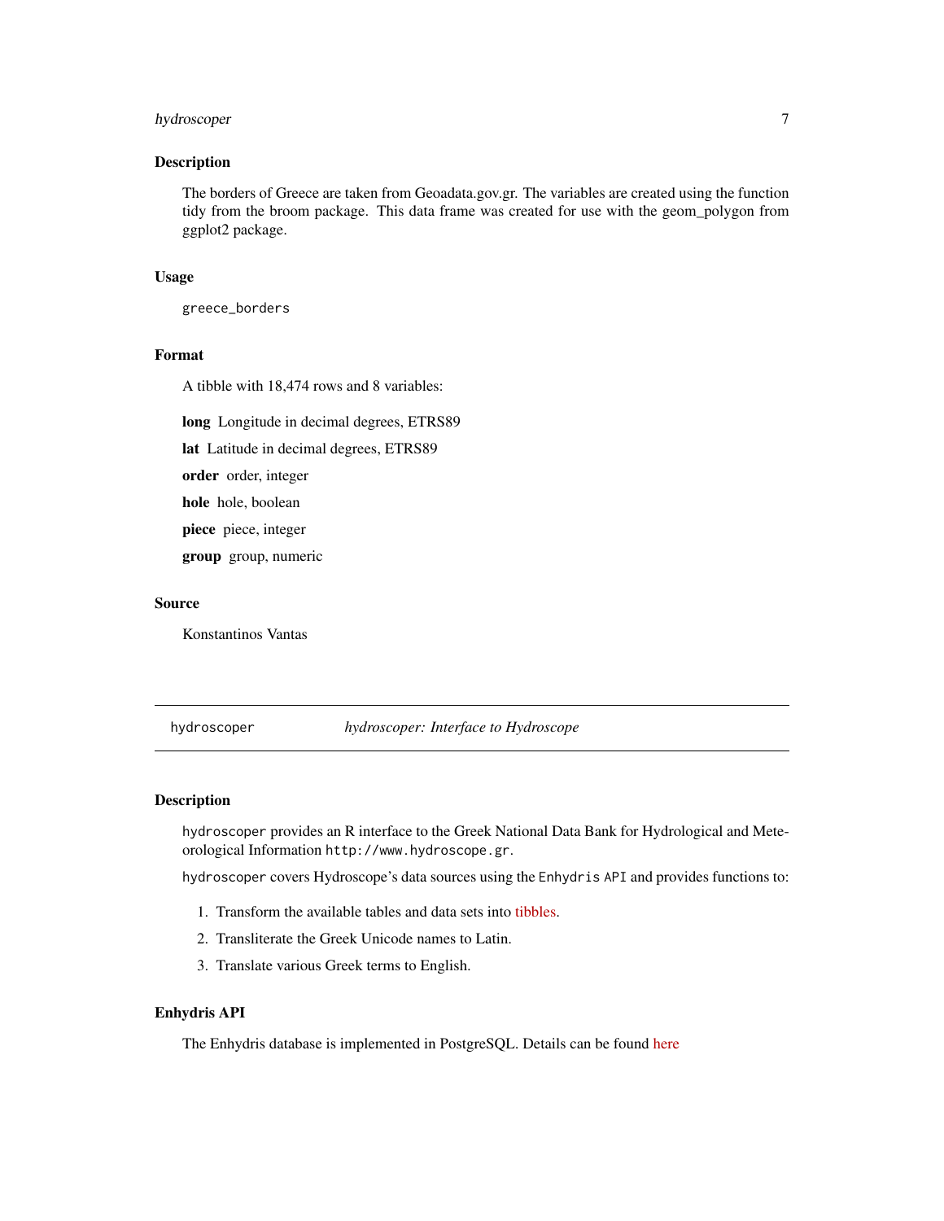## Description

The borders of Greece are taken from Geoadata.gov.gr. The variables are created using the function tidy from the broom package. This data frame was created for use with the geom_polygon from ggplot2 package.

## Usage

```
greece_borders
```

## Format

A tibble with 18,474 rows and 8 variables:

**long** Longitude in decimal degrees, ETRS89

**lat** Latitude in decimal degrees, ETRS89

**order** order, integer

**hole** hole, boolean

**piece** piece, integer

**group** group, numeric

## Source

Konstantinos Vantas

---

# hydroscoper — *hydroscoper: Interface to Hydroscope*

## Description

`hydroscoper` provides an R interface to the Greek National Data Bank for Hydrological and Meteorological Information `http://www.hydroscope.gr`.

`hydroscoper` covers Hydroscope's data sources using the `Enhydris API` and provides functions to:

1. Transform the available tables and data sets into tibbles.
2. Transliterate the Greek Unicode names to Latin.
3. Translate various Greek terms to English.

## Enhydris API

The Enhydris database is implemented in PostgreSQL. Details can be found here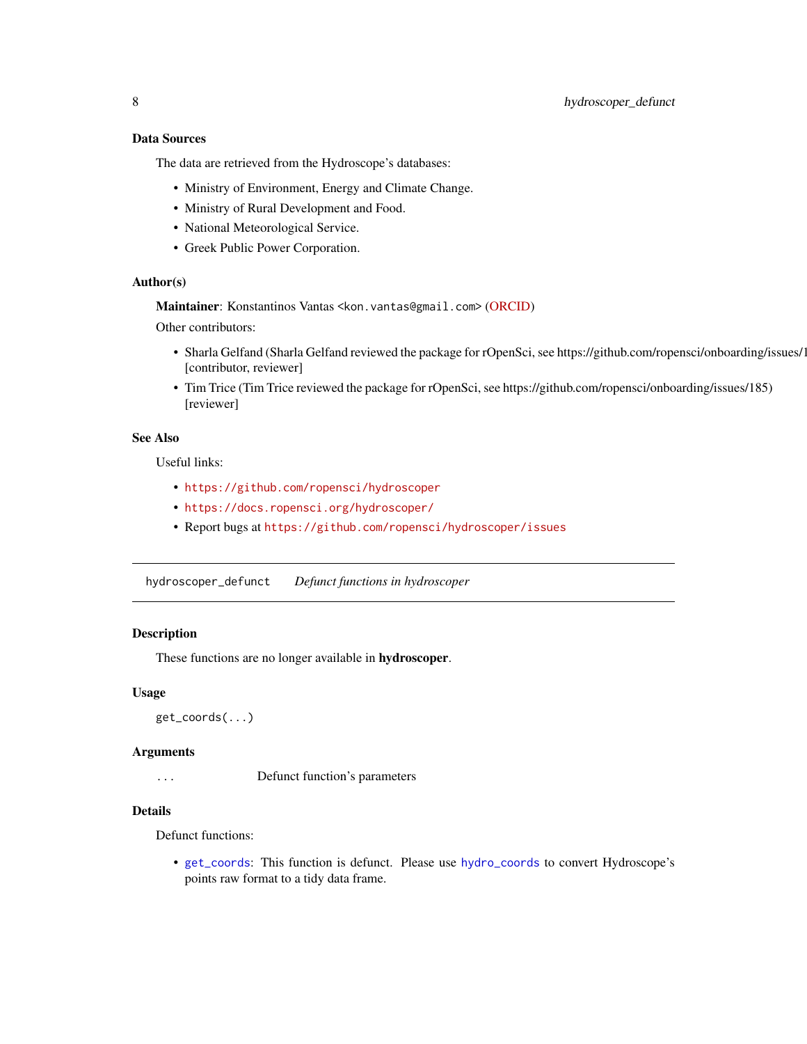### Data Sources

The data are retrieved from the Hydroscope's databases:

- Ministry of Environment, Energy and Climate Change.
- Ministry of Rural Development and Food.
- National Meteorological Service.
- Greek Public Power Corporation.

### Author(s)

**Maintainer**: Konstantinos Vantas <kon.vantas@gmail.com> (ORCID)

Other contributors:

- Sharla Gelfand (Sharla Gelfand reviewed the package for rOpenSci, see https://github.com/ropensci/onboarding/issues/1 [contributor, reviewer]
- Tim Trice (Tim Trice reviewed the package for rOpenSci, see https://github.com/ropensci/onboarding/issues/185) [reviewer]

### See Also

Useful links:

- `https://github.com/ropensci/hydroscoper`
- `https://docs.ropensci.org/hydroscoper/`
- Report bugs at `https://github.com/ropensci/hydroscoper/issues`

---

## `hydroscoper_defunct` *Defunct functions in hydroscoper*

### Description

These functions are no longer available in **hydroscoper**.

### Usage

```
get_coords(...)
```

### Arguments

| | |
|---|---|
| `...` | Defunct function's parameters |

### Details

Defunct functions:

- `get_coords`: This function is defunct. Please use `hydro_coords` to convert Hydroscope's points raw format to a tidy data frame.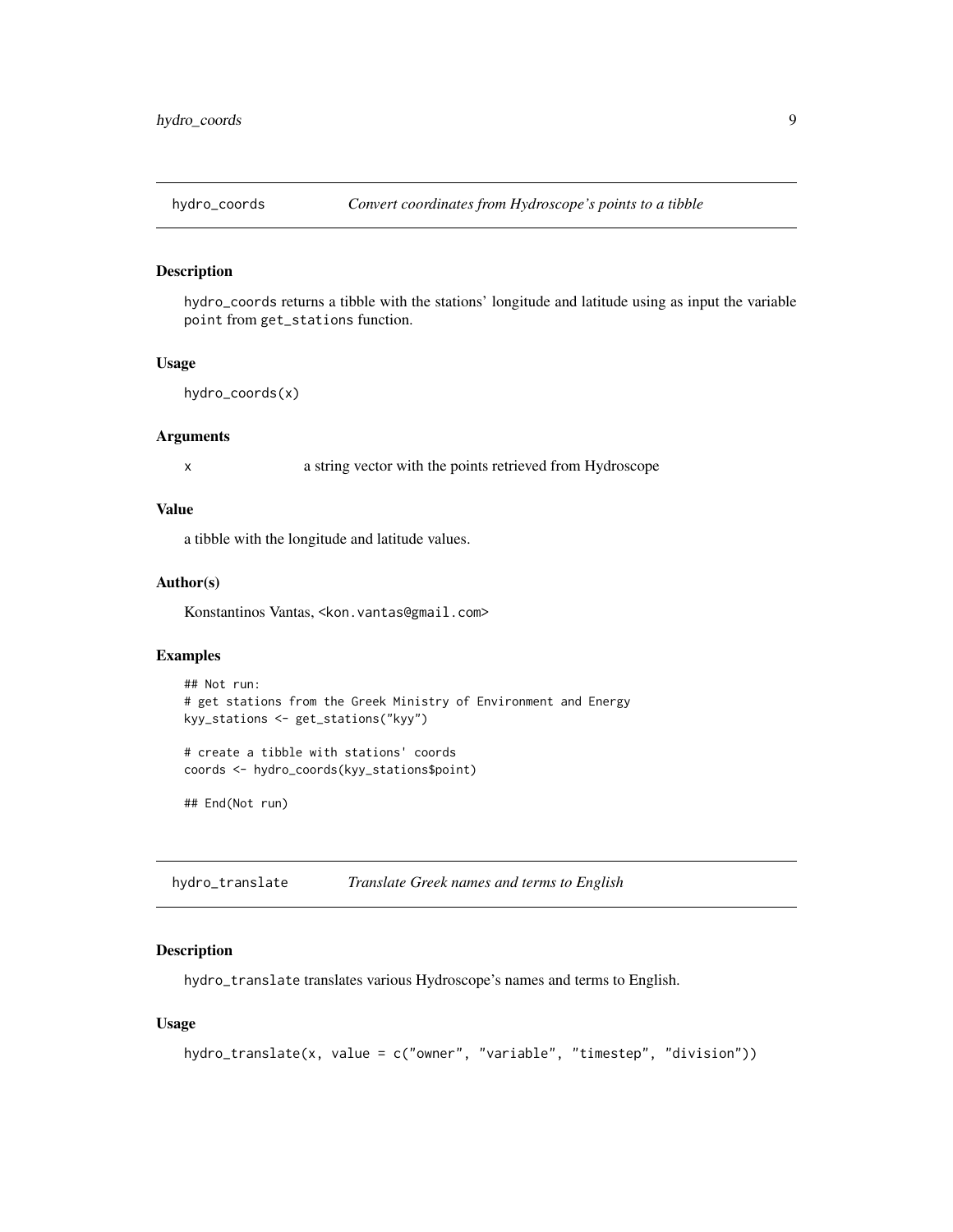## hydro_coords *Convert coordinates from Hydroscope's points to a tibble*

### Description

hydro_coords returns a tibble with the stations' longitude and latitude using as input the variable point from get_stations function.

### Usage

```
hydro_coords(x)
```

### Arguments

| | |
|---|---|
| x | a string vector with the points retrieved from Hydroscope |

### Value

a tibble with the longitude and latitude values.

### Author(s)

Konstantinos Vantas, <kon.vantas@gmail.com>

### Examples

```
## Not run:
# get stations from the Greek Ministry of Environment and Energy
kyy_stations <- get_stations("kyy")

# create a tibble with stations' coords
coords <- hydro_coords(kyy_stations$point)

## End(Not run)
```

## hydro_translate *Translate Greek names and terms to English*

### Description

hydro_translate translates various Hydroscope's names and terms to English.

### Usage

```
hydro_translate(x, value = c("owner", "variable", "timestep", "division"))
```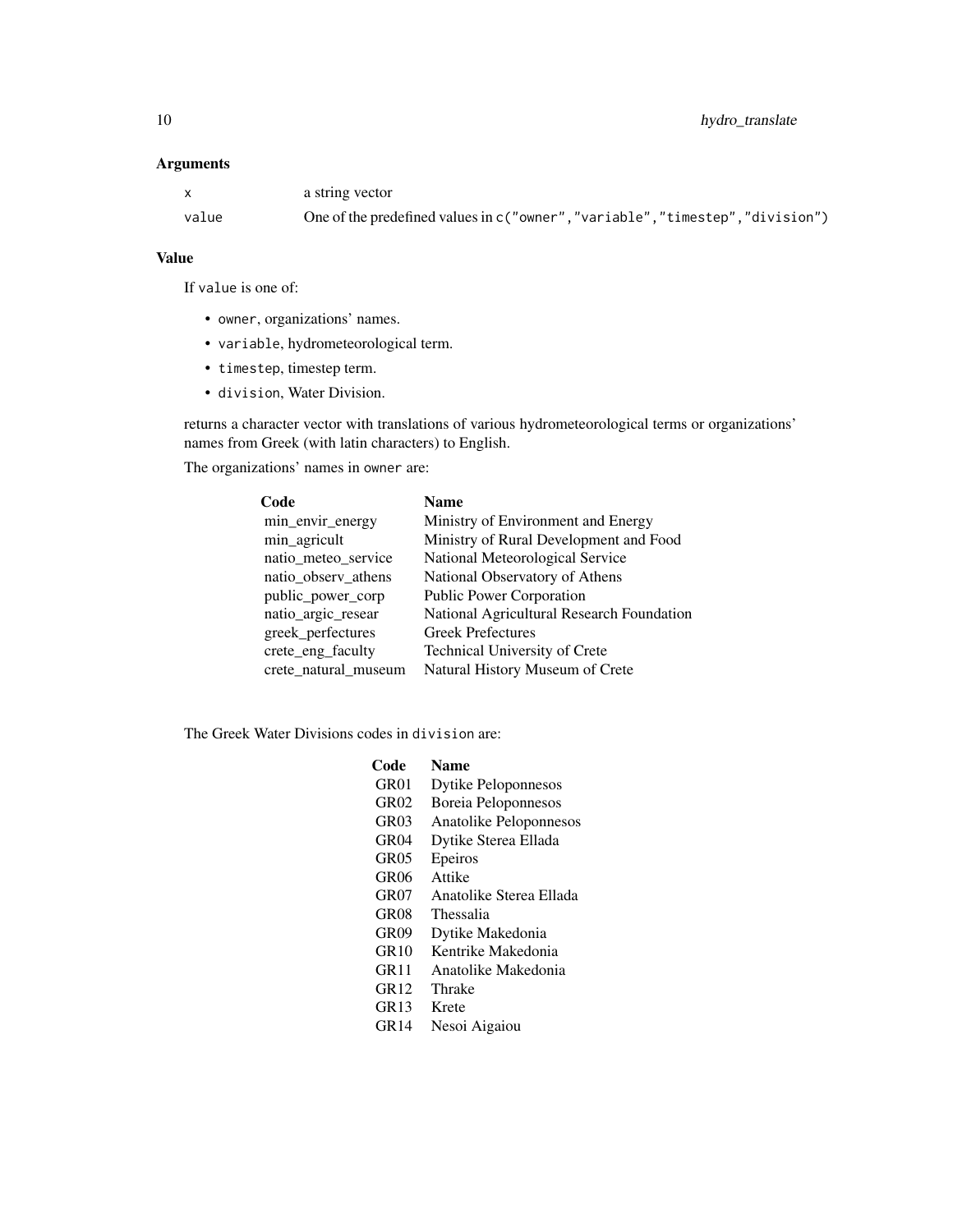### Arguments

| | |
|---|---|
| `x` | a string vector |
| `value` | One of the predefined values in `c("owner","variable","timestep","division")` |

### Value

If `value` is one of:

- `owner`, organizations' names.
- `variable`, hydrometeorological term.
- `timestep`, timestep term.
- `division`, Water Division.

returns a character vector with translations of various hydrometeorological terms or organizations' names from Greek (with latin characters) to English.

The organizations' names in `owner` are:

| Code | Name |
|---|---|
| min_envir_energy | Ministry of Environment and Energy |
| min_agricult | Ministry of Rural Development and Food |
| natio_meteo_service | National Meteorological Service |
| natio_observ_athens | National Observatory of Athens |
| public_power_corp | Public Power Corporation |
| natio_argic_resear | National Agricultural Research Foundation |
| greek_perfectures | Greek Prefectures |
| crete_eng_faculty | Technical University of Crete |
| crete_natural_museum | Natural History Museum of Crete |

The Greek Water Divisions codes in `division` are:

| Code | Name |
|---|---|
| GR01 | Dytike Peloponnesos |
| GR02 | Boreia Peloponnesos |
| GR03 | Anatolike Peloponnesos |
| GR04 | Dytike Sterea Ellada |
| GR05 | Epeiros |
| GR06 | Attike |
| GR07 | Anatolike Sterea Ellada |
| GR08 | Thessalia |
| GR09 | Dytike Makedonia |
| GR10 | Kentrike Makedonia |
| GR11 | Anatolike Makedonia |
| GR12 | Thrake |
| GR13 | Krete |
| GR14 | Nesoi Aigaiou |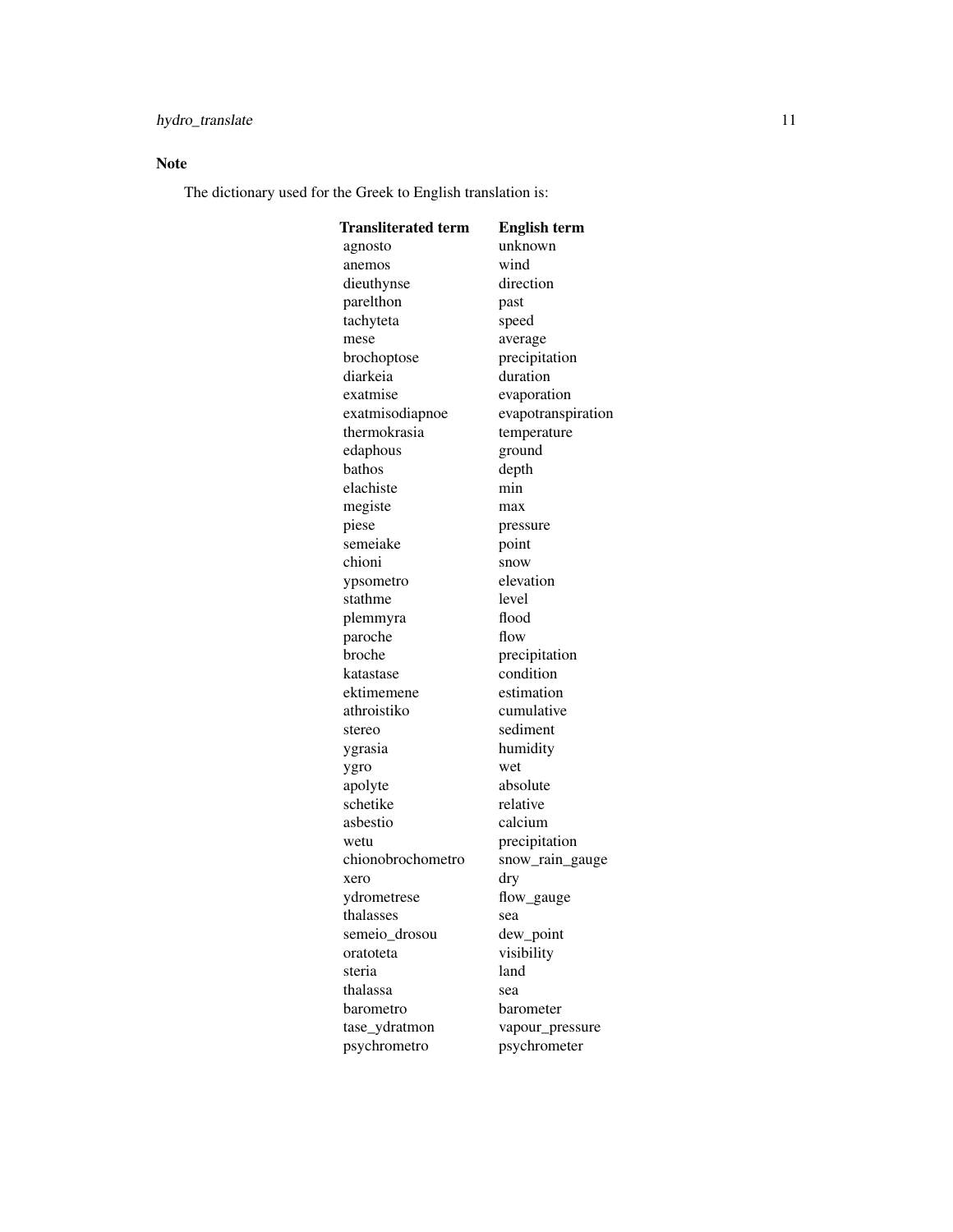### Note

The dictionary used for the Greek to English translation is:

| Transliterated term | English term |
|---|---|
| agnosto | unknown |
| anemos | wind |
| dieuthynse | direction |
| parelthon | past |
| tachyteta | speed |
| mese | average |
| brochoptose | precipitation |
| diarkeia | duration |
| exatmise | evaporation |
| exatmisodiapnoe | evapotranspiration |
| thermokrasia | temperature |
| edaphous | ground |
| bathos | depth |
| elachiste | min |
| megiste | max |
| piese | pressure |
| semeiake | point |
| chioni | snow |
| ypsometro | elevation |
| stathme | level |
| plemmyra | flood |
| paroche | flow |
| broche | precipitation |
| katastase | condition |
| ektimemene | estimation |
| athroistiko | cumulative |
| stereo | sediment |
| ygrasia | humidity |
| ygro | wet |
| apolyte | absolute |
| schetike | relative |
| asbestio | calcium |
| wetu | precipitation |
| chionobrochometro | snow_rain_gauge |
| xero | dry |
| ydrometrese | flow_gauge |
| thalasses | sea |
| semeio_drosou | dew_point |
| oratoteta | visibility |
| steria | land |
| thalassa | sea |
| barometro | barometer |
| tase_ydratmon | vapour_pressure |
| psychrometro | psychrometer |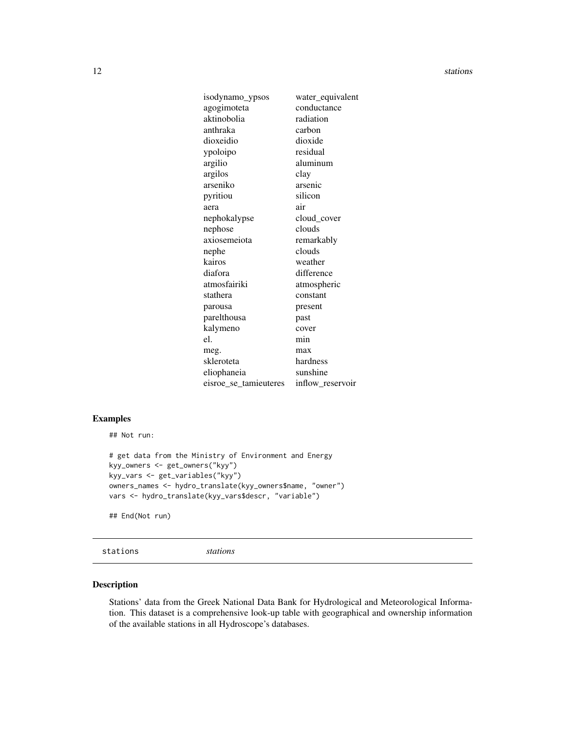| | |
|---|---|
| isodynamo_ypsos | water_equivalent |
| agogimoteta | conductance |
| aktinobolia | radiation |
| anthraka | carbon |
| dioxeidio | dioxide |
| ypoloipo | residual |
| argilio | aluminum |
| argilos | clay |
| arseniko | arsenic |
| pyritiou | silicon |
| aera | air |
| nephokalypse | cloud_cover |
| nephose | clouds |
| axiosemeiota | remarkably |
| nephe | clouds |
| kairos | weather |
| diafora | difference |
| atmosfairiki | atmospheric |
| stathera | constant |
| parousa | present |
| parelthousa | past |
| kalymeno | cover |
| el. | min |
| meg. | max |
| skleroteta | hardness |
| eliophaneia | sunshine |
| eisroe_se_tamieuteres | inflow_reservoir |

## Examples

```
## Not run:

# get data from the Ministry of Environment and Energy
kyy_owners <- get_owners("kyy")
kyy_vars <- get_variables("kyy")
owners_names <- hydro_translate(kyy_owners$name, "owner")
vars <- hydro_translate(kyy_vars$descr, "variable")

## End(Not run)
```

---

`stations` *stations*

---

## Description

Stations' data from the Greek National Data Bank for Hydrological and Meteorological Information. This dataset is a comprehensive look-up table with geographical and ownership information of the available stations in all Hydroscope's databases.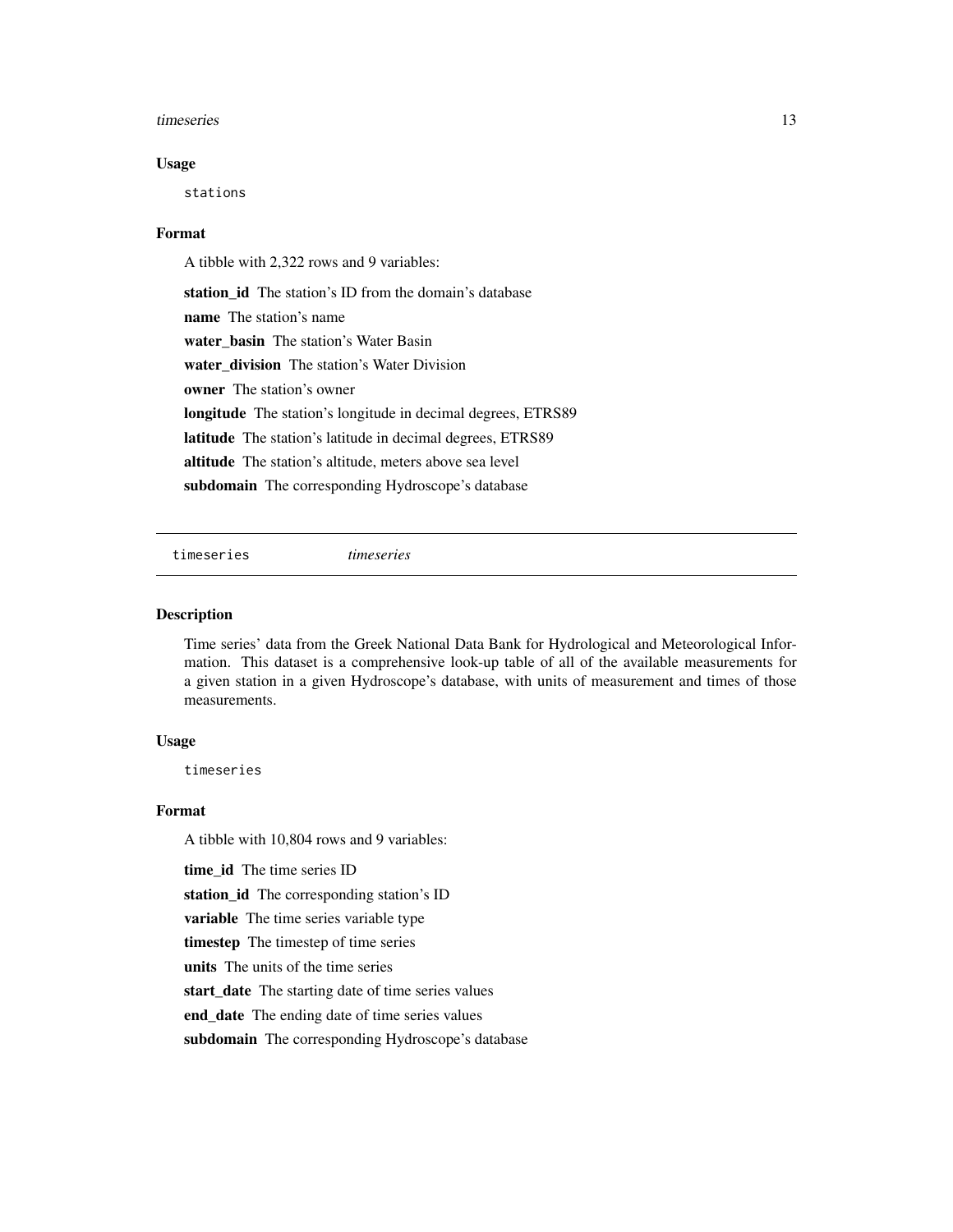### Usage

```
stations
```

### Format

A tibble with 2,322 rows and 9 variables:

**station_id** The station's ID from the domain's database

**name** The station's name

**water_basin** The station's Water Basin

**water_division** The station's Water Division

**owner** The station's owner

**longitude** The station's longitude in decimal degrees, ETRS89

**latitude** The station's latitude in decimal degrees, ETRS89

**altitude** The station's altitude, meters above sea level

**subdomain** The corresponding Hydroscope's database

---

## timeseries *timeseries*

---

### Description

Time series' data from the Greek National Data Bank for Hydrological and Meteorological Information. This dataset is a comprehensive look-up table of all of the available measurements for a given station in a given Hydroscope's database, with units of measurement and times of those measurements.

### Usage

```
timeseries
```

### Format

A tibble with 10,804 rows and 9 variables:

**time_id** The time series ID

**station_id** The corresponding station's ID

**variable** The time series variable type

**timestep** The timestep of time series

**units** The units of the time series

**start_date** The starting date of time series values

**end_date** The ending date of time series values

**subdomain** The corresponding Hydroscope's database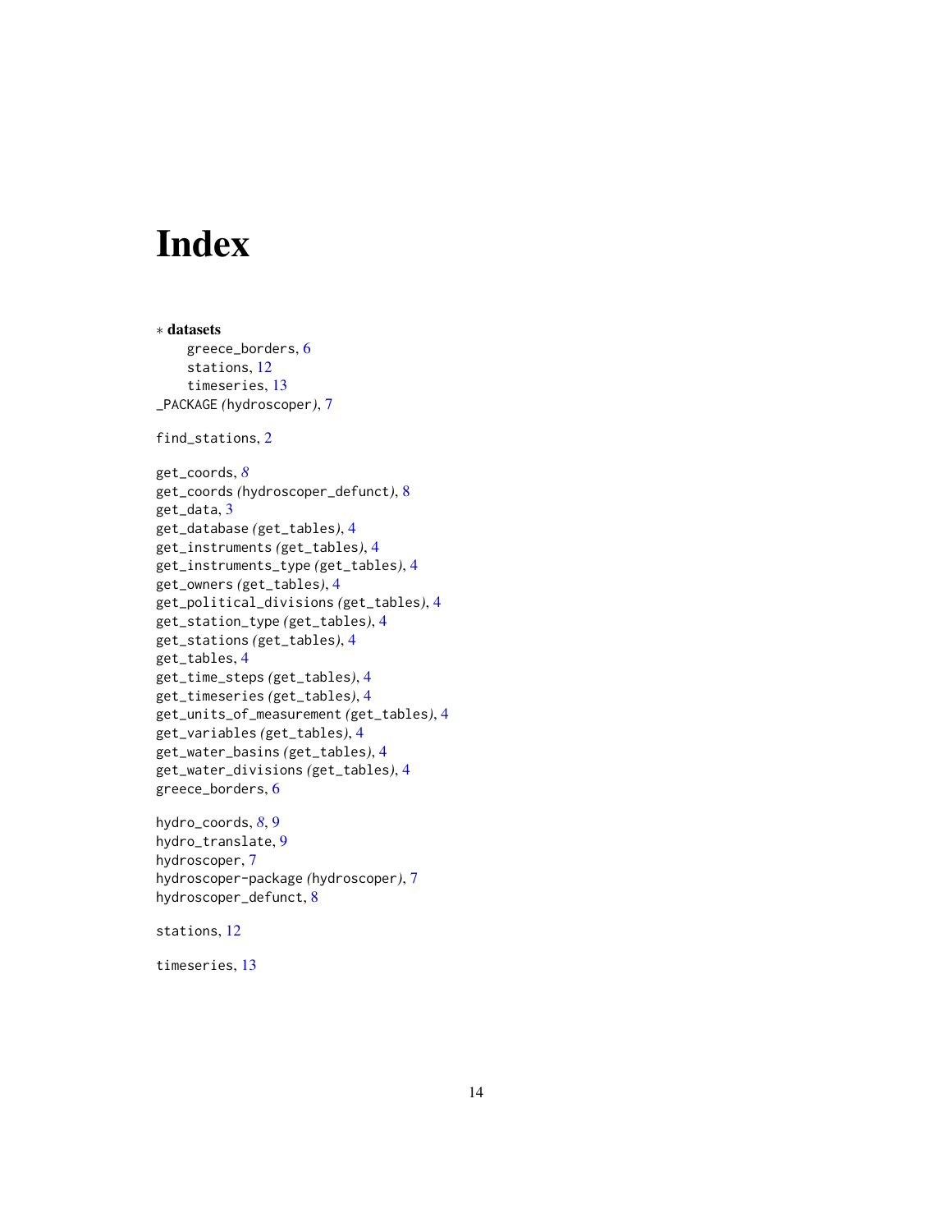# Index

∗ **datasets**
  greece_borders, 6
  stations, 12
  timeseries, 13
_PACKAGE (hydroscoper), 7

find_stations, 2

get_coords, *8*
get_coords (hydroscoper_defunct), 8
get_data, 3
get_database (get_tables), 4
get_instruments (get_tables), 4
get_instruments_type (get_tables), 4
get_owners (get_tables), 4
get_political_divisions (get_tables), 4
get_station_type (get_tables), 4
get_stations (get_tables), 4
get_tables, 4
get_time_steps (get_tables), 4
get_timeseries (get_tables), 4
get_units_of_measurement (get_tables), 4
get_variables (get_tables), 4
get_water_basins (get_tables), 4
get_water_divisions (get_tables), 4
greece_borders, 6

hydro_coords, *8*, 9
hydro_translate, 9
hydroscoper, 7
hydroscoper-package (hydroscoper), 7
hydroscoper_defunct, 8

stations, 12

timeseries, 13